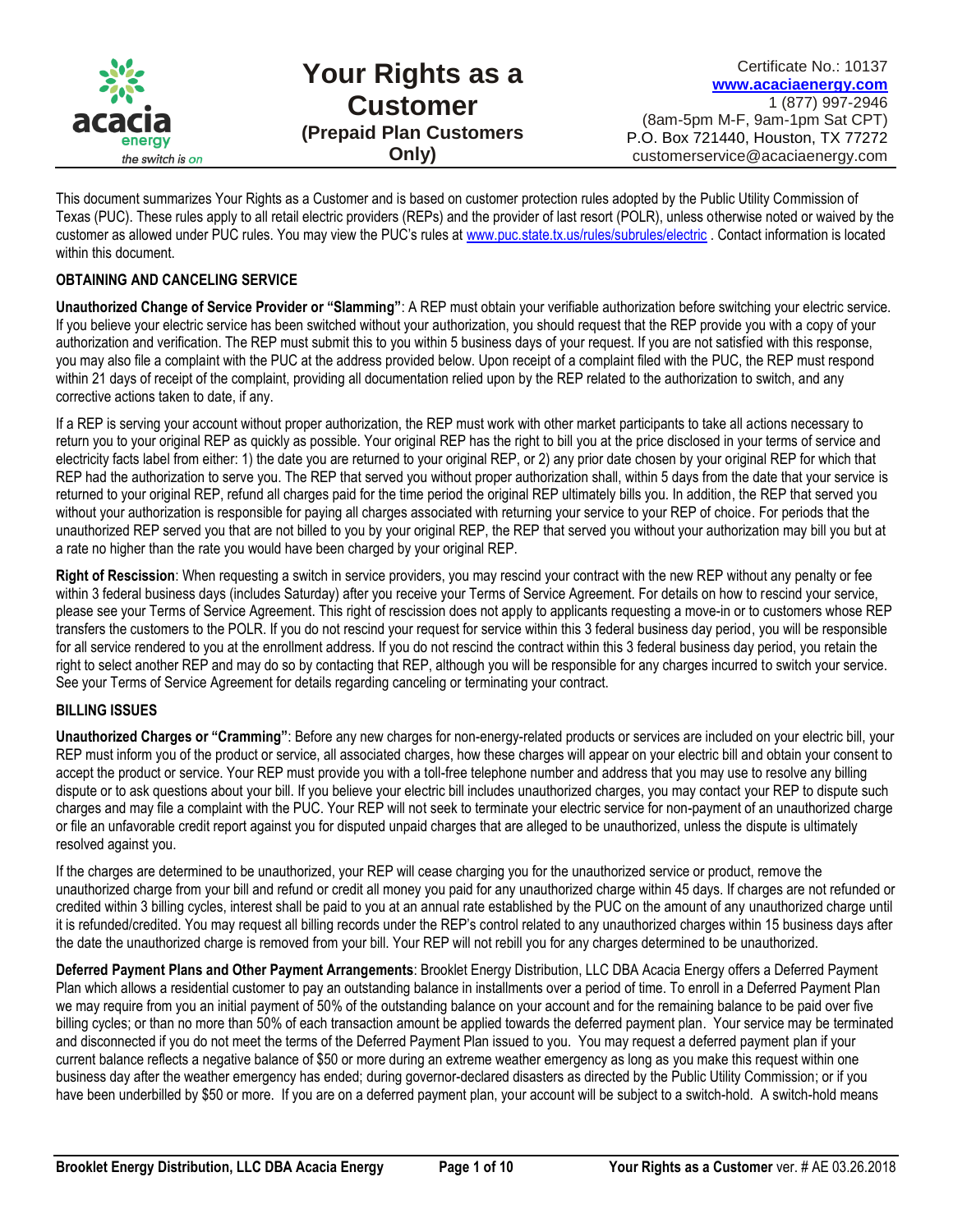# Your Rights as a Customer
## (Prepaid Plan Customers Only)

Certificate No.: 10137
**www.acaciaenergy.com**
1 (877) 997-2946
(8am-5pm M-F, 9am-1pm Sat CPT)
P.O. Box 721440, Houston, TX 77272
customerservice@acaciaenergy.com

This document summarizes Your Rights as a Customer and is based on customer protection rules adopted by the Public Utility Commission of Texas (PUC). These rules apply to all retail electric providers (REPs) and the provider of last resort (POLR), unless otherwise noted or waived by the customer as allowed under PUC rules. You may view the PUC's rules at www.puc.state.tx.us/rules/subrules/electric . Contact information is located within this document.

**OBTAINING AND CANCELING SERVICE**

**Unauthorized Change of Service Provider or "Slamming"**: A REP must obtain your verifiable authorization before switching your electric service. If you believe your electric service has been switched without your authorization, you should request that the REP provide you with a copy of your authorization and verification. The REP must submit this to you within 5 business days of your request. If you are not satisfied with this response, you may also file a complaint with the PUC at the address provided below. Upon receipt of a complaint filed with the PUC, the REP must respond within 21 days of receipt of the complaint, providing all documentation relied upon by the REP related to the authorization to switch, and any corrective actions taken to date, if any.

If a REP is serving your account without proper authorization, the REP must work with other market participants to take all actions necessary to return you to your original REP as quickly as possible. Your original REP has the right to bill you at the price disclosed in your terms of service and electricity facts label from either: 1) the date you are returned to your original REP, or 2) any prior date chosen by your original REP for which that REP had the authorization to serve you. The REP that served you without proper authorization shall, within 5 days from the date that your service is returned to your original REP, refund all charges paid for the time period the original REP ultimately bills you. In addition, the REP that served you without your authorization is responsible for paying all charges associated with returning your service to your REP of choice. For periods that the unauthorized REP served you that are not billed to you by your original REP, the REP that served you without your authorization may bill you but at a rate no higher than the rate you would have been charged by your original REP.

**Right of Rescission**: When requesting a switch in service providers, you may rescind your contract with the new REP without any penalty or fee within 3 federal business days (includes Saturday) after you receive your Terms of Service Agreement. For details on how to rescind your service, please see your Terms of Service Agreement. This right of rescission does not apply to applicants requesting a move-in or to customers whose REP transfers the customers to the POLR. If you do not rescind your request for service within this 3 federal business day period, you will be responsible for all service rendered to you at the enrollment address. If you do not rescind the contract within this 3 federal business day period, you retain the right to select another REP and may do so by contacting that REP, although you will be responsible for any charges incurred to switch your service. See your Terms of Service Agreement for details regarding canceling or terminating your contract.

**BILLING ISSUES**

**Unauthorized Charges or "Cramming"**: Before any new charges for non-energy-related products or services are included on your electric bill, your REP must inform you of the product or service, all associated charges, how these charges will appear on your electric bill and obtain your consent to accept the product or service. Your REP must provide you with a toll-free telephone number and address that you may use to resolve any billing dispute or to ask questions about your bill. If you believe your electric bill includes unauthorized charges, you may contact your REP to dispute such charges and may file a complaint with the PUC. Your REP will not seek to terminate your electric service for non-payment of an unauthorized charge or file an unfavorable credit report against you for disputed unpaid charges that are alleged to be unauthorized, unless the dispute is ultimately resolved against you.

If the charges are determined to be unauthorized, your REP will cease charging you for the unauthorized service or product, remove the unauthorized charge from your bill and refund or credit all money you paid for any unauthorized charge within 45 days. If charges are not refunded or credited within 3 billing cycles, interest shall be paid to you at an annual rate established by the PUC on the amount of any unauthorized charge until it is refunded/credited. You may request all billing records under the REP's control related to any unauthorized charges within 15 business days after the date the unauthorized charge is removed from your bill. Your REP will not rebill you for any charges determined to be unauthorized.

**Deferred Payment Plans and Other Payment Arrangements**: Brooklet Energy Distribution, LLC DBA Acacia Energy offers a Deferred Payment Plan which allows a residential customer to pay an outstanding balance in installments over a period of time. To enroll in a Deferred Payment Plan we may require from you an initial payment of 50% of the outstanding balance on your account and for the remaining balance to be paid over five billing cycles; or than no more than 50% of each transaction amount be applied towards the deferred payment plan. Your service may be terminated and disconnected if you do not meet the terms of the Deferred Payment Plan issued to you. You may request a deferred payment plan if your current balance reflects a negative balance of $50 or more during an extreme weather emergency as long as you make this request within one business day after the weather emergency has ended; during governor-declared disasters as directed by the Public Utility Commission; or if you have been underbilled by $50 or more. If you are on a deferred payment plan, your account will be subject to a switch-hold. A switch-hold means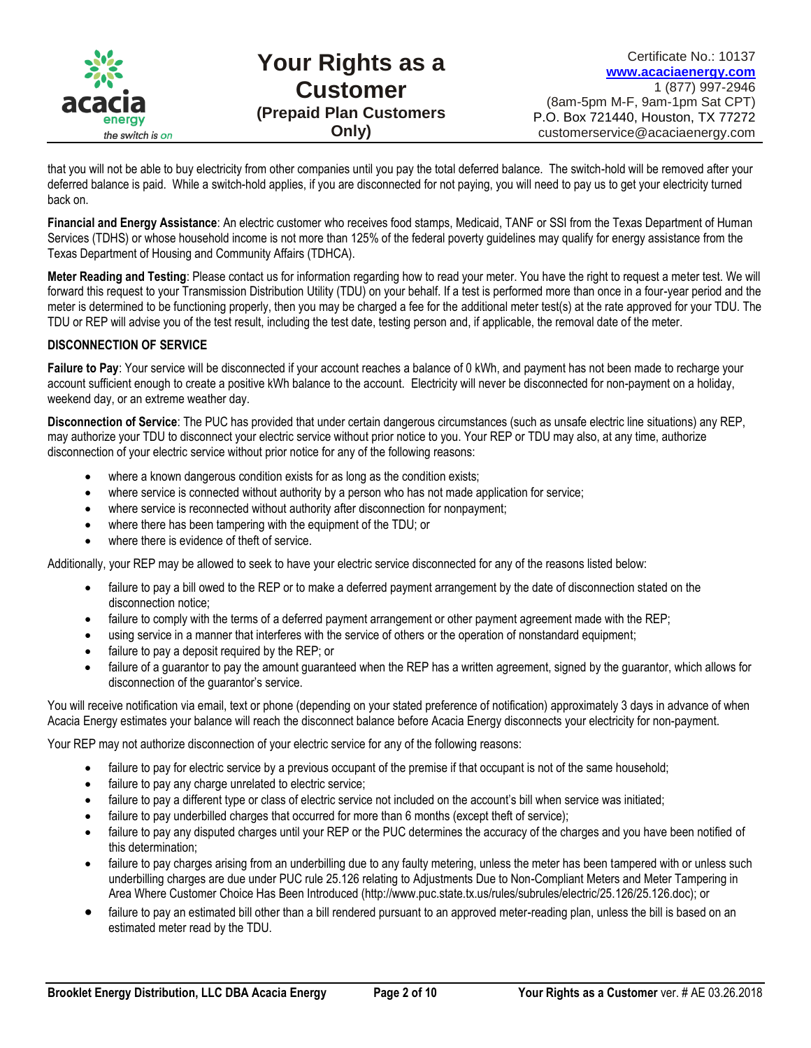that you will not be able to buy electricity from other companies until you pay the total deferred balance. The switch-hold will be removed after your deferred balance is paid. While a switch-hold applies, if you are disconnected for not paying, you will need to pay us to get your electricity turned back on.

**Financial and Energy Assistance**: An electric customer who receives food stamps, Medicaid, TANF or SSI from the Texas Department of Human Services (TDHS) or whose household income is not more than 125% of the federal poverty guidelines may qualify for energy assistance from the Texas Department of Housing and Community Affairs (TDHCA).

**Meter Reading and Testing**: Please contact us for information regarding how to read your meter. You have the right to request a meter test. We will forward this request to your Transmission Distribution Utility (TDU) on your behalf. If a test is performed more than once in a four-year period and the meter is determined to be functioning properly, then you may be charged a fee for the additional meter test(s) at the rate approved for your TDU. The TDU or REP will advise you of the test result, including the test date, testing person and, if applicable, the removal date of the meter.

## DISCONNECTION OF SERVICE

**Failure to Pay**: Your service will be disconnected if your account reaches a balance of 0 kWh, and payment has not been made to recharge your account sufficient enough to create a positive kWh balance to the account. Electricity will never be disconnected for non-payment on a holiday, weekend day, or an extreme weather day.

**Disconnection of Service**: The PUC has provided that under certain dangerous circumstances (such as unsafe electric line situations) any REP, may authorize your TDU to disconnect your electric service without prior notice to you. Your REP or TDU may also, at any time, authorize disconnection of your electric service without prior notice for any of the following reasons:

- where a known dangerous condition exists for as long as the condition exists;
- where service is connected without authority by a person who has not made application for service;
- where service is reconnected without authority after disconnection for nonpayment;
- where there has been tampering with the equipment of the TDU; or
- where there is evidence of theft of service.

Additionally, your REP may be allowed to seek to have your electric service disconnected for any of the reasons listed below:

- failure to pay a bill owed to the REP or to make a deferred payment arrangement by the date of disconnection stated on the disconnection notice;
- failure to comply with the terms of a deferred payment arrangement or other payment agreement made with the REP;
- using service in a manner that interferes with the service of others or the operation of nonstandard equipment;
- failure to pay a deposit required by the REP; or
- failure of a guarantor to pay the amount guaranteed when the REP has a written agreement, signed by the guarantor, which allows for disconnection of the guarantor's service.

You will receive notification via email, text or phone (depending on your stated preference of notification) approximately 3 days in advance of when Acacia Energy estimates your balance will reach the disconnect balance before Acacia Energy disconnects your electricity for non-payment.

Your REP may not authorize disconnection of your electric service for any of the following reasons:

- failure to pay for electric service by a previous occupant of the premise if that occupant is not of the same household;
- failure to pay any charge unrelated to electric service;
- failure to pay a different type or class of electric service not included on the account's bill when service was initiated;
- failure to pay underbilled charges that occurred for more than 6 months (except theft of service);
- failure to pay any disputed charges until your REP or the PUC determines the accuracy of the charges and you have been notified of this determination;
- failure to pay charges arising from an underbilling due to any faulty metering, unless the meter has been tampered with or unless such underbilling charges are due under PUC rule 25.126 relating to Adjustments Due to Non-Compliant Meters and Meter Tampering in Area Where Customer Choice Has Been Introduced (http://www.puc.state.tx.us/rules/subrules/electric/25.126/25.126.doc); or
- failure to pay an estimated bill other than a bill rendered pursuant to an approved meter-reading plan, unless the bill is based on an estimated meter read by the TDU.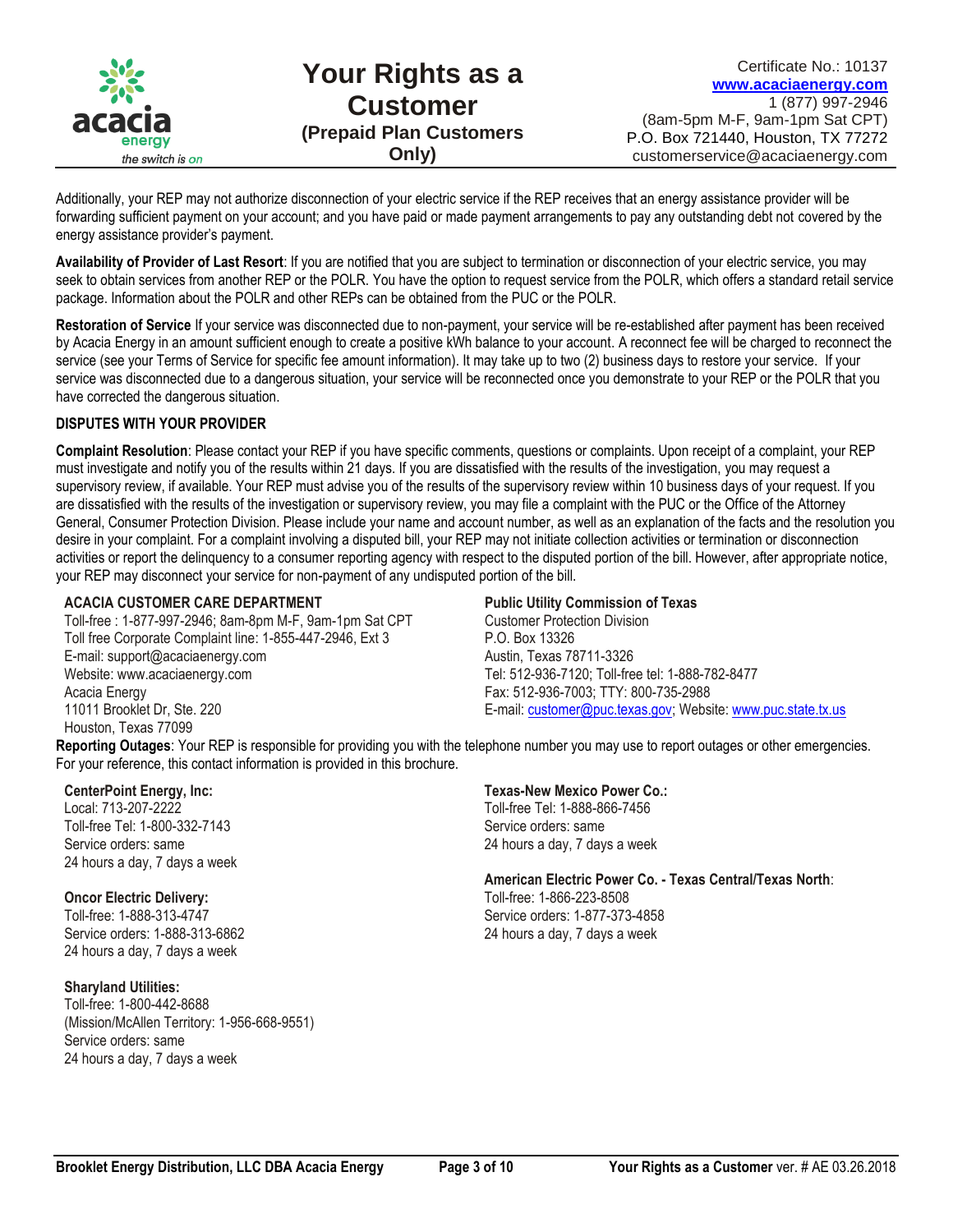Additionally, your REP may not authorize disconnection of your electric service if the REP receives that an energy assistance provider will be forwarding sufficient payment on your account; and you have paid or made payment arrangements to pay any outstanding debt not covered by the energy assistance provider's payment.

**Availability of Provider of Last Resort**: If you are notified that you are subject to termination or disconnection of your electric service, you may seek to obtain services from another REP or the POLR. You have the option to request service from the POLR, which offers a standard retail service package. Information about the POLR and other REPs can be obtained from the PUC or the POLR.

**Restoration of Service** If your service was disconnected due to non-payment, your service will be re-established after payment has been received by Acacia Energy in an amount sufficient enough to create a positive kWh balance to your account. A reconnect fee will be charged to reconnect the service (see your Terms of Service for specific fee amount information). It may take up to two (2) business days to restore your service. If your service was disconnected due to a dangerous situation, your service will be reconnected once you demonstrate to your REP or the POLR that you have corrected the dangerous situation.

**DISPUTES WITH YOUR PROVIDER**

**Complaint Resolution**: Please contact your REP if you have specific comments, questions or complaints. Upon receipt of a complaint, your REP must investigate and notify you of the results within 21 days. If you are dissatisfied with the results of the investigation, you may request a supervisory review, if available. Your REP must advise you of the results of the supervisory review within 10 business days of your request. If you are dissatisfied with the results of the investigation or supervisory review, you may file a complaint with the PUC or the Office of the Attorney General, Consumer Protection Division. Please include your name and account number, as well as an explanation of the facts and the resolution you desire in your complaint. For a complaint involving a disputed bill, your REP may not initiate collection activities or termination or disconnection activities or report the delinquency to a consumer reporting agency with respect to the disputed portion of the bill. However, after appropriate notice, your REP may disconnect your service for non-payment of any undisputed portion of the bill.

**ACACIA CUSTOMER CARE DEPARTMENT**
Toll-free : 1-877-997-2946; 8am-8pm M-F, 9am-1pm Sat CPT
Toll free Corporate Complaint line: 1-855-447-2946, Ext 3
E-mail: support@acaciaenergy.com
Website: www.acaciaenergy.com
Acacia Energy
11011 Brooklet Dr, Ste. 220
Houston, Texas 77099

**Public Utility Commission of Texas**
Customer Protection Division
P.O. Box 13326
Austin, Texas 78711-3326
Tel: 512-936-7120; Toll-free tel: 1-888-782-8477
Fax: 512-936-7003; TTY: 800-735-2988
E-mail: customer@puc.texas.gov; Website: www.puc.state.tx.us

**Reporting Outages**: Your REP is responsible for providing you with the telephone number you may use to report outages or other emergencies. For your reference, this contact information is provided in this brochure.

**CenterPoint Energy, Inc:**
Local: 713-207-2222
Toll-free Tel: 1-800-332-7143
Service orders: same
24 hours a day, 7 days a week

**Oncor Electric Delivery:**
Toll-free: 1-888-313-4747
Service orders: 1-888-313-6862
24 hours a day, 7 days a week

**Sharyland Utilities:**
Toll-free: 1-800-442-8688
(Mission/McAllen Territory: 1-956-668-9551)
Service orders: same
24 hours a day, 7 days a week

**Texas-New Mexico Power Co.:**
Toll-free Tel: 1-888-866-7456
Service orders: same
24 hours a day, 7 days a week

**American Electric Power Co. - Texas Central/Texas North**:
Toll-free: 1-866-223-8508
Service orders: 1-877-373-4858
24 hours a day, 7 days a week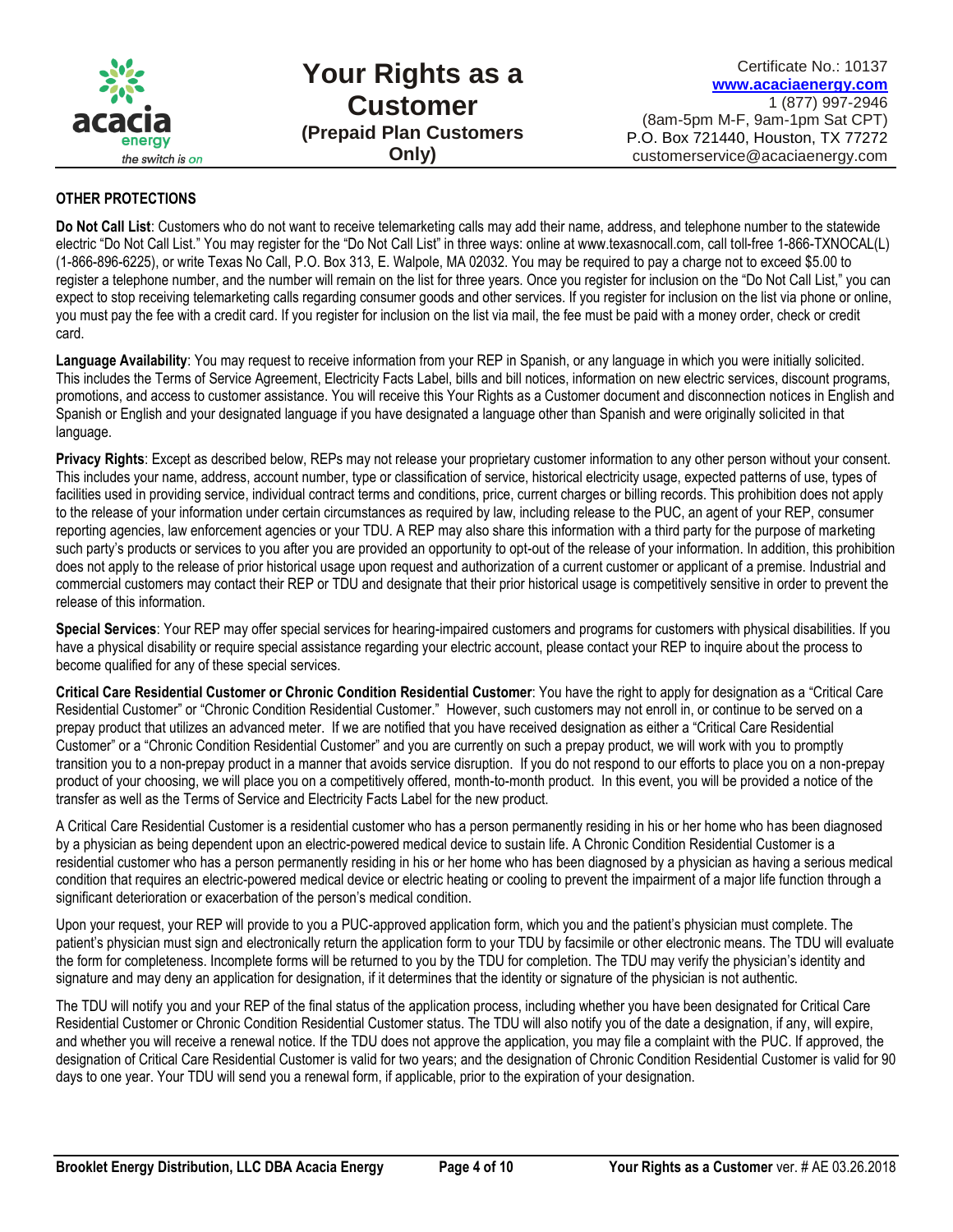## OTHER PROTECTIONS

**Do Not Call List**: Customers who do not want to receive telemarketing calls may add their name, address, and telephone number to the statewide electric "Do Not Call List." You may register for the "Do Not Call List" in three ways: online at www.texasnocall.com, call toll-free 1-866-TXNOCAL(L) (1-866-896-6225), or write Texas No Call, P.O. Box 313, E. Walpole, MA 02032. You may be required to pay a charge not to exceed $5.00 to register a telephone number, and the number will remain on the list for three years. Once you register for inclusion on the "Do Not Call List," you can expect to stop receiving telemarketing calls regarding consumer goods and other services. If you register for inclusion on the list via phone or online, you must pay the fee with a credit card. If you register for inclusion on the list via mail, the fee must be paid with a money order, check or credit card.

**Language Availability**: You may request to receive information from your REP in Spanish, or any language in which you were initially solicited. This includes the Terms of Service Agreement, Electricity Facts Label, bills and bill notices, information on new electric services, discount programs, promotions, and access to customer assistance. You will receive this Your Rights as a Customer document and disconnection notices in English and Spanish or English and your designated language if you have designated a language other than Spanish and were originally solicited in that language.

**Privacy Rights**: Except as described below, REPs may not release your proprietary customer information to any other person without your consent. This includes your name, address, account number, type or classification of service, historical electricity usage, expected patterns of use, types of facilities used in providing service, individual contract terms and conditions, price, current charges or billing records. This prohibition does not apply to the release of your information under certain circumstances as required by law, including release to the PUC, an agent of your REP, consumer reporting agencies, law enforcement agencies or your TDU. A REP may also share this information with a third party for the purpose of marketing such party's products or services to you after you are provided an opportunity to opt-out of the release of your information. In addition, this prohibition does not apply to the release of prior historical usage upon request and authorization of a current customer or applicant of a premise. Industrial and commercial customers may contact their REP or TDU and designate that their prior historical usage is competitively sensitive in order to prevent the release of this information.

**Special Services**: Your REP may offer special services for hearing-impaired customers and programs for customers with physical disabilities. If you have a physical disability or require special assistance regarding your electric account, please contact your REP to inquire about the process to become qualified for any of these special services.

**Critical Care Residential Customer or Chronic Condition Residential Customer**: You have the right to apply for designation as a "Critical Care Residential Customer" or "Chronic Condition Residential Customer." However, such customers may not enroll in, or continue to be served on a prepay product that utilizes an advanced meter. If we are notified that you have received designation as either a "Critical Care Residential Customer" or a "Chronic Condition Residential Customer" and you are currently on such a prepay product, we will work with you to promptly transition you to a non-prepay product in a manner that avoids service disruption. If you do not respond to our efforts to place you on a non-prepay product of your choosing, we will place you on a competitively offered, month-to-month product. In this event, you will be provided a notice of the transfer as well as the Terms of Service and Electricity Facts Label for the new product.

A Critical Care Residential Customer is a residential customer who has a person permanently residing in his or her home who has been diagnosed by a physician as being dependent upon an electric-powered medical device to sustain life. A Chronic Condition Residential Customer is a residential customer who has a person permanently residing in his or her home who has been diagnosed by a physician as having a serious medical condition that requires an electric-powered medical device or electric heating or cooling to prevent the impairment of a major life function through a significant deterioration or exacerbation of the person's medical condition.

Upon your request, your REP will provide to you a PUC-approved application form, which you and the patient's physician must complete. The patient's physician must sign and electronically return the application form to your TDU by facsimile or other electronic means. The TDU will evaluate the form for completeness. Incomplete forms will be returned to you by the TDU for completion. The TDU may verify the physician's identity and signature and may deny an application for designation, if it determines that the identity or signature of the physician is not authentic.

The TDU will notify you and your REP of the final status of the application process, including whether you have been designated for Critical Care Residential Customer or Chronic Condition Residential Customer status. The TDU will also notify you of the date a designation, if any, will expire, and whether you will receive a renewal notice. If the TDU does not approve the application, you may file a complaint with the PUC. If approved, the designation of Critical Care Residential Customer is valid for two years; and the designation of Chronic Condition Residential Customer is valid for 90 days to one year. Your TDU will send you a renewal form, if applicable, prior to the expiration of your designation.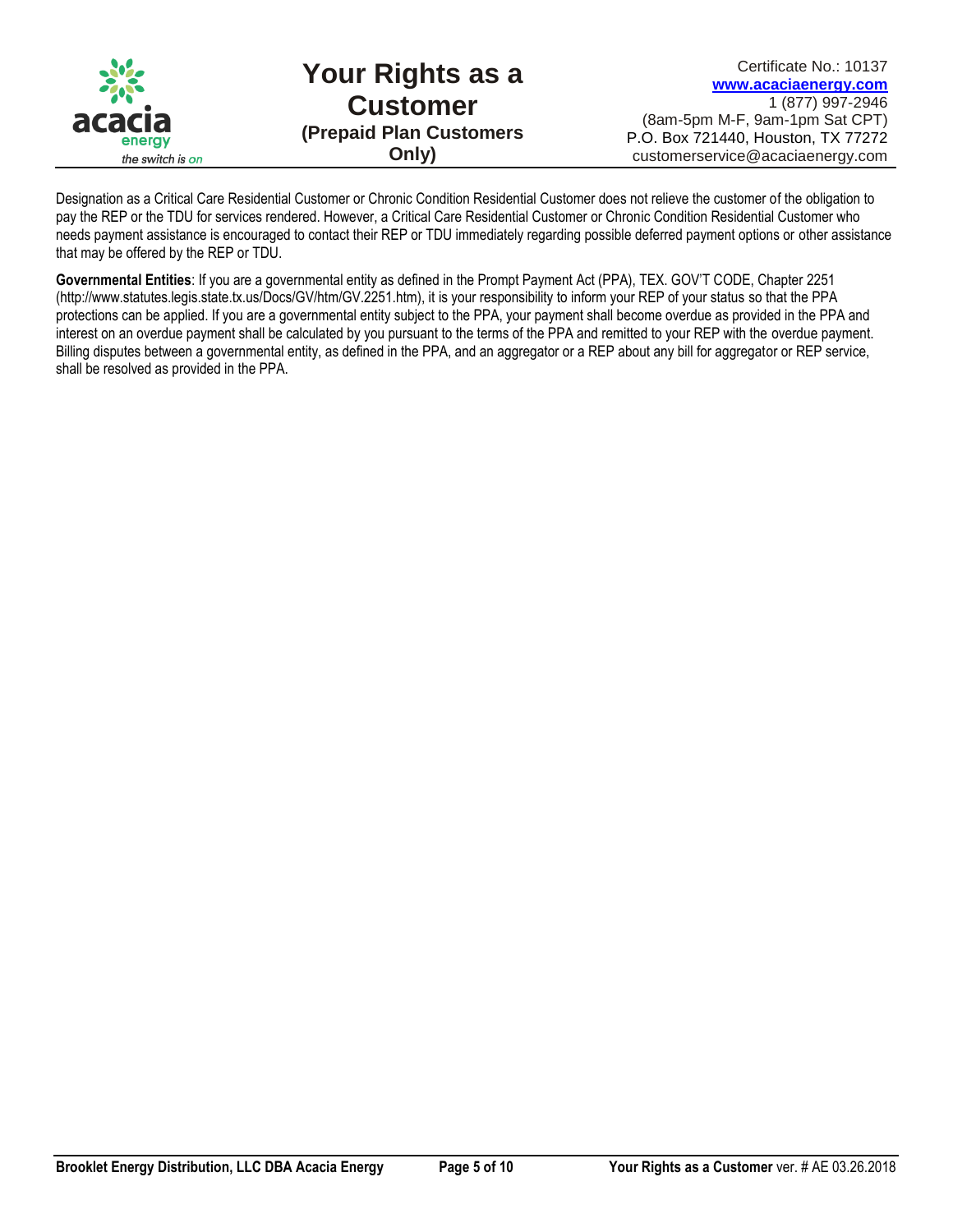Designation as a Critical Care Residential Customer or Chronic Condition Residential Customer does not relieve the customer of the obligation to pay the REP or the TDU for services rendered. However, a Critical Care Residential Customer or Chronic Condition Residential Customer who needs payment assistance is encouraged to contact their REP or TDU immediately regarding possible deferred payment options or other assistance that may be offered by the REP or TDU.

**Governmental Entities**: If you are a governmental entity as defined in the Prompt Payment Act (PPA), TEX. GOV'T CODE, Chapter 2251 (http://www.statutes.legis.state.tx.us/Docs/GV/htm/GV.2251.htm), it is your responsibility to inform your REP of your status so that the PPA protections can be applied. If you are a governmental entity subject to the PPA, your payment shall become overdue as provided in the PPA and interest on an overdue payment shall be calculated by you pursuant to the terms of the PPA and remitted to your REP with the overdue payment. Billing disputes between a governmental entity, as defined in the PPA, and an aggregator or a REP about any bill for aggregator or REP service, shall be resolved as provided in the PPA.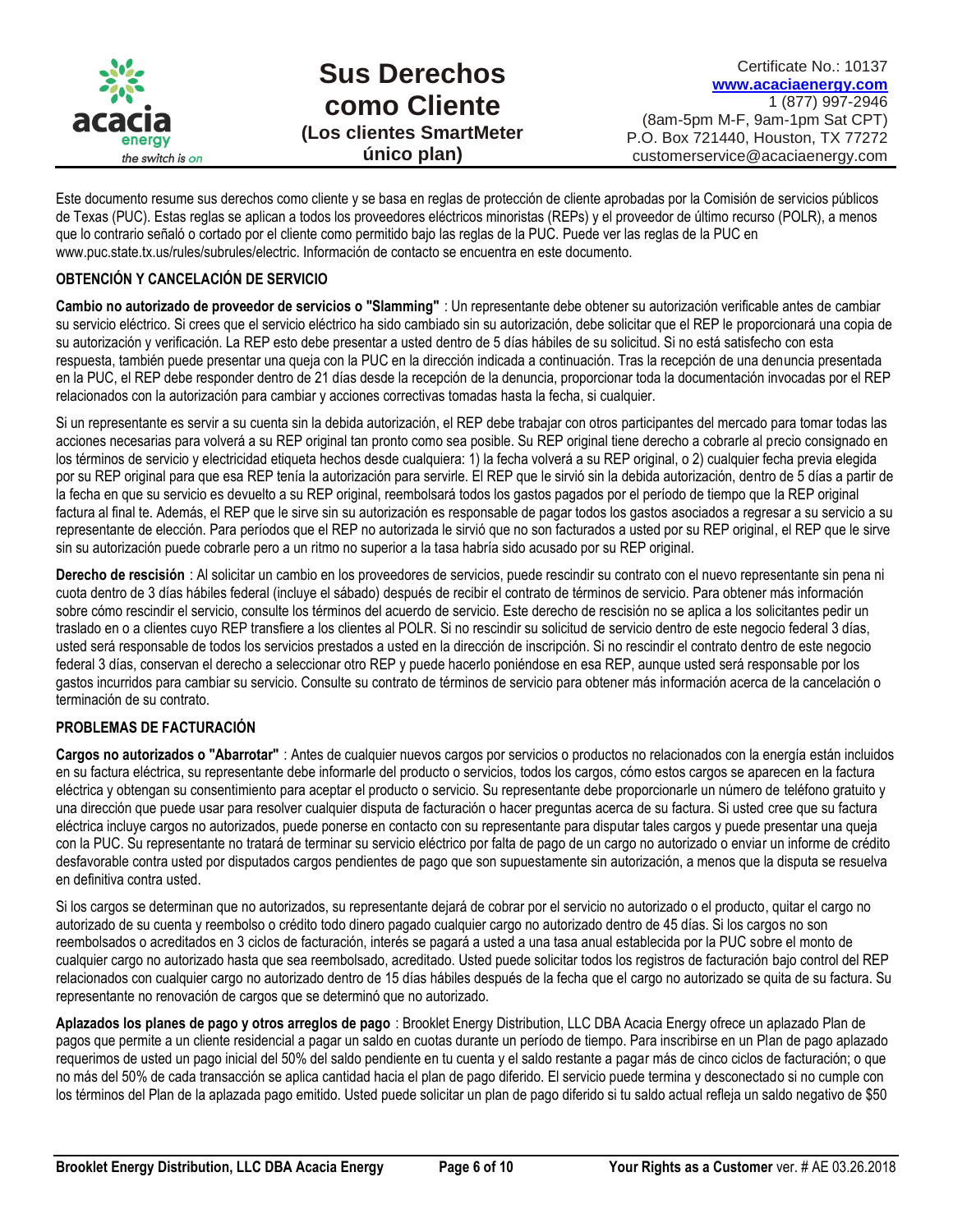# Sus Derechos como Cliente

## (Los clientes SmartMeter único plan)

Certificate No.: 10137
www.acaciaenergy.com
1 (877) 997-2946
(8am-5pm M-F, 9am-1pm Sat CPT)
P.O. Box 721440, Houston, TX 77272
customerservice@acaciaenergy.com

Este documento resume sus derechos como cliente y se basa en reglas de protección de cliente aprobadas por la Comisión de servicios públicos de Texas (PUC). Estas reglas se aplican a todos los proveedores eléctricos minoristas (REPs) y el proveedor de último recurso (POLR), a menos que lo contrario señaló o cortado por el cliente como permitido bajo las reglas de la PUC. Puede ver las reglas de la PUC en www.puc.state.tx.us/rules/subrules/electric. Información de contacto se encuentra en este documento.

### OBTENCIÓN Y CANCELACIÓN DE SERVICIO

**Cambio no autorizado de proveedor de servicios o "Slamming"** : Un representante debe obtener su autorización verificable antes de cambiar su servicio eléctrico. Si crees que el servicio eléctrico ha sido cambiado sin su autorización, debe solicitar que el REP le proporcionará una copia de su autorización y verificación. La REP esto debe presentar a usted dentro de 5 días hábiles de su solicitud. Si no está satisfecho con esta respuesta, también puede presentar una queja con la PUC en la dirección indicada a continuación. Tras la recepción de una denuncia presentada en la PUC, el REP debe responder dentro de 21 días desde la recepción de la denuncia, proporcionar toda la documentación invocadas por el REP relacionados con la autorización para cambiar y acciones correctivas tomadas hasta la fecha, si cualquier.

Si un representante es servir a su cuenta sin la debida autorización, el REP debe trabajar con otros participantes del mercado para tomar todas las acciones necesarias para volverá a su REP original tan pronto como sea posible. Su REP original tiene derecho a cobrarle al precio consignado en los términos de servicio y electricidad etiqueta hechos desde cualquiera: 1) la fecha volverá a su REP original, o 2) cualquier fecha previa elegida por su REP original para que esa REP tenía la autorización para servirle. El REP que le sirvió sin la debida autorización, dentro de 5 días a partir de la fecha en que su servicio es devuelto a su REP original, reembolsará todos los gastos pagados por el período de tiempo que la REP original factura al final te. Además, el REP que le sirve sin su autorización es responsable de pagar todos los gastos asociados a regresar a su servicio a su representante de elección. Para períodos que el REP no autorizada le sirvió que no son facturados a usted por su REP original, el REP que le sirve sin su autorización puede cobrarle pero a un ritmo no superior a la tasa habría sido acusado por su REP original.

**Derecho de rescisión** : Al solicitar un cambio en los proveedores de servicios, puede rescindir su contrato con el nuevo representante sin pena ni cuota dentro de 3 días hábiles federal (incluye el sábado) después de recibir el contrato de términos de servicio. Para obtener más información sobre cómo rescindir el servicio, consulte los términos del acuerdo de servicio. Este derecho de rescisión no se aplica a los solicitantes pedir un traslado en o a clientes cuyo REP transfiere a los clientes al POLR. Si no rescindir su solicitud de servicio dentro de este negocio federal 3 días, usted será responsable de todos los servicios prestados a usted en la dirección de inscripción. Si no rescindir el contrato dentro de este negocio federal 3 días, conservan el derecho a seleccionar otro REP y puede hacerlo poniéndose en esa REP, aunque usted será responsable por los gastos incurridos para cambiar su servicio. Consulte su contrato de términos de servicio para obtener más información acerca de la cancelación o terminación de su contrato.

### PROBLEMAS DE FACTURACIÓN

**Cargos no autorizados o "Abarrotar"** : Antes de cualquier nuevos cargos por servicios o productos no relacionados con la energía están incluidos en su factura eléctrica, su representante debe informarle del producto o servicios, todos los cargos, cómo estos cargos se aparecen en la factura eléctrica y obtengan su consentimiento para aceptar el producto o servicio. Su representante debe proporcionarle un número de teléfono gratuito y una dirección que puede usar para resolver cualquier disputa de facturación o hacer preguntas acerca de su factura. Si usted cree que su factura eléctrica incluye cargos no autorizados, puede ponerse en contacto con su representante para disputar tales cargos y puede presentar una queja con la PUC. Su representante no tratará de terminar su servicio eléctrico por falta de pago de un cargo no autorizado o enviar un informe de crédito desfavorable contra usted por disputados cargos pendientes de pago que son supuestamente sin autorización, a menos que la disputa se resuelva en definitiva contra usted.

Si los cargos se determinan que no autorizados, su representante dejará de cobrar por el servicio no autorizado o el producto, quitar el cargo no autorizado de su cuenta y reembolso o crédito todo dinero pagado cualquier cargo no autorizado dentro de 45 días. Si los cargos no son reembolsados o acreditados en 3 ciclos de facturación, interés se pagará a usted a una tasa anual establecida por la PUC sobre el monto de cualquier cargo no autorizado hasta que sea reembolsado, acreditado. Usted puede solicitar todos los registros de facturación bajo control del REP relacionados con cualquier cargo no autorizado dentro de 15 días hábiles después de la fecha que el cargo no autorizado se quita de su factura. Su representante no renovación de cargos que se determinó que no autorizado.

**Aplazados los planes de pago y otros arreglos de pago** : Brooklet Energy Distribution, LLC DBA Acacia Energy ofrece un aplazado Plan de pagos que permite a un cliente residencial a pagar un saldo en cuotas durante un período de tiempo. Para inscribirse en un Plan de pago aplazado requerimos de usted un pago inicial del 50% del saldo pendiente en tu cuenta y el saldo restante a pagar más de cinco ciclos de facturación; o que no más del 50% de cada transacción se aplica cantidad hacia el plan de pago diferido. El servicio puede termina y desconectado si no cumple con los términos del Plan de la aplazada pago emitido. Usted puede solicitar un plan de pago diferido si tu saldo actual refleja un saldo negativo de $50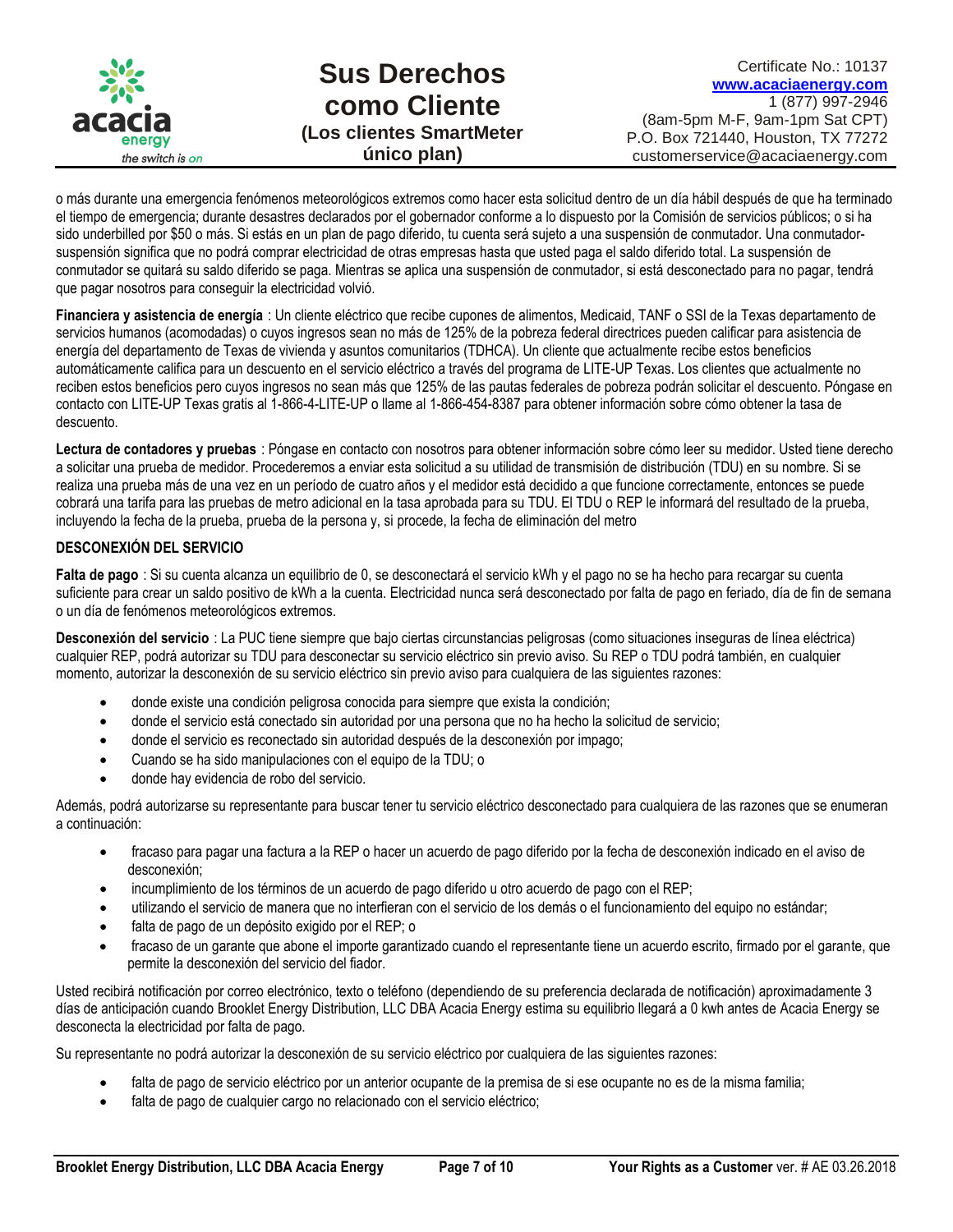o más durante una emergencia fenómenos meteorológicos extremos como hacer esta solicitud dentro de un día hábil después de que ha terminado el tiempo de emergencia; durante desastres declarados por el gobernador conforme a lo dispuesto por la Comisión de servicios públicos; o si ha sido underbilled por $50 o más. Si estás en un plan de pago diferido, tu cuenta será sujeto a una suspensión de conmutador. Una conmutador-suspensión significa que no podrá comprar electricidad de otras empresas hasta que usted paga el saldo diferido total. La suspensión de conmutador se quitará su saldo diferido se paga. Mientras se aplica una suspensión de conmutador, si está desconectado para no pagar, tendrá que pagar nosotros para conseguir la electricidad volvió.

**Financiera y asistencia de energía** : Un cliente eléctrico que recibe cupones de alimentos, Medicaid, TANF o SSI de la Texas departamento de servicios humanos (acomodadas) o cuyos ingresos sean no más de 125% de la pobreza federal directrices pueden calificar para asistencia de energía del departamento de Texas de vivienda y asuntos comunitarios (TDHCA). Un cliente que actualmente recibe estos beneficios automáticamente califica para un descuento en el servicio eléctrico a través del programa de LITE-UP Texas. Los clientes que actualmente no reciben estos beneficios pero cuyos ingresos no sean más que 125% de las pautas federales de pobreza podrán solicitar el descuento. Póngase en contacto con LITE-UP Texas gratis al 1-866-4-LITE-UP o llame al 1-866-454-8387 para obtener información sobre cómo obtener la tasa de descuento.

**Lectura de contadores y pruebas** : Póngase en contacto con nosotros para obtener información sobre cómo leer su medidor. Usted tiene derecho a solicitar una prueba de medidor. Procederemos a enviar esta solicitud a su utilidad de transmisión de distribución (TDU) en su nombre. Si se realiza una prueba más de una vez en un período de cuatro años y el medidor está decidido a que funcione correctamente, entonces se puede cobrará una tarifa para las pruebas de metro adicional en la tasa aprobada para su TDU. El TDU o REP le informará del resultado de la prueba, incluyendo la fecha de la prueba, prueba de la persona y, si procede, la fecha de eliminación del metro

**DESCONEXIÓN DEL SERVICIO**

**Falta de pago** : Si su cuenta alcanza un equilibrio de 0, se desconectará el servicio kWh y el pago no se ha hecho para recargar su cuenta suficiente para crear un saldo positivo de kWh a la cuenta. Electricidad nunca será desconectado por falta de pago en feriado, día de fin de semana o un día de fenómenos meteorológicos extremos.

**Desconexión del servicio** : La PUC tiene siempre que bajo ciertas circunstancias peligrosas (como situaciones inseguras de línea eléctrica) cualquier REP, podrá autorizar su TDU para desconectar su servicio eléctrico sin previo aviso. Su REP o TDU podrá también, en cualquier momento, autorizar la desconexión de su servicio eléctrico sin previo aviso para cualquiera de las siguientes razones:

- donde existe una condición peligrosa conocida para siempre que exista la condición;
- donde el servicio está conectado sin autoridad por una persona que no ha hecho la solicitud de servicio;
- donde el servicio es reconectado sin autoridad después de la desconexión por impago;
- Cuando se ha sido manipulaciones con el equipo de la TDU; o
- donde hay evidencia de robo del servicio.

Además, podrá autorizarse su representante para buscar tener tu servicio eléctrico desconectado para cualquiera de las razones que se enumeran a continuación:

- fracaso para pagar una factura a la REP o hacer un acuerdo de pago diferido por la fecha de desconexión indicado en el aviso de desconexión;
- incumplimiento de los términos de un acuerdo de pago diferido u otro acuerdo de pago con el REP;
- utilizando el servicio de manera que no interfieran con el servicio de los demás o el funcionamiento del equipo no estándar;
- falta de pago de un depósito exigido por el REP; o
- fracaso de un garante que abone el importe garantizado cuando el representante tiene un acuerdo escrito, firmado por el garante, que permite la desconexión del servicio del fiador.

Usted recibirá notificación por correo electrónico, texto o teléfono (dependiendo de su preferencia declarada de notificación) aproximadamente 3 días de anticipación cuando Brooklet Energy Distribution, LLC DBA Acacia Energy estima su equilibrio llegará a 0 kwh antes de Acacia Energy se desconecta la electricidad por falta de pago.

Su representante no podrá autorizar la desconexión de su servicio eléctrico por cualquiera de las siguientes razones:

- falta de pago de servicio eléctrico por un anterior ocupante de la premisa de si ese ocupante no es de la misma familia;
- falta de pago de cualquier cargo no relacionado con el servicio eléctrico;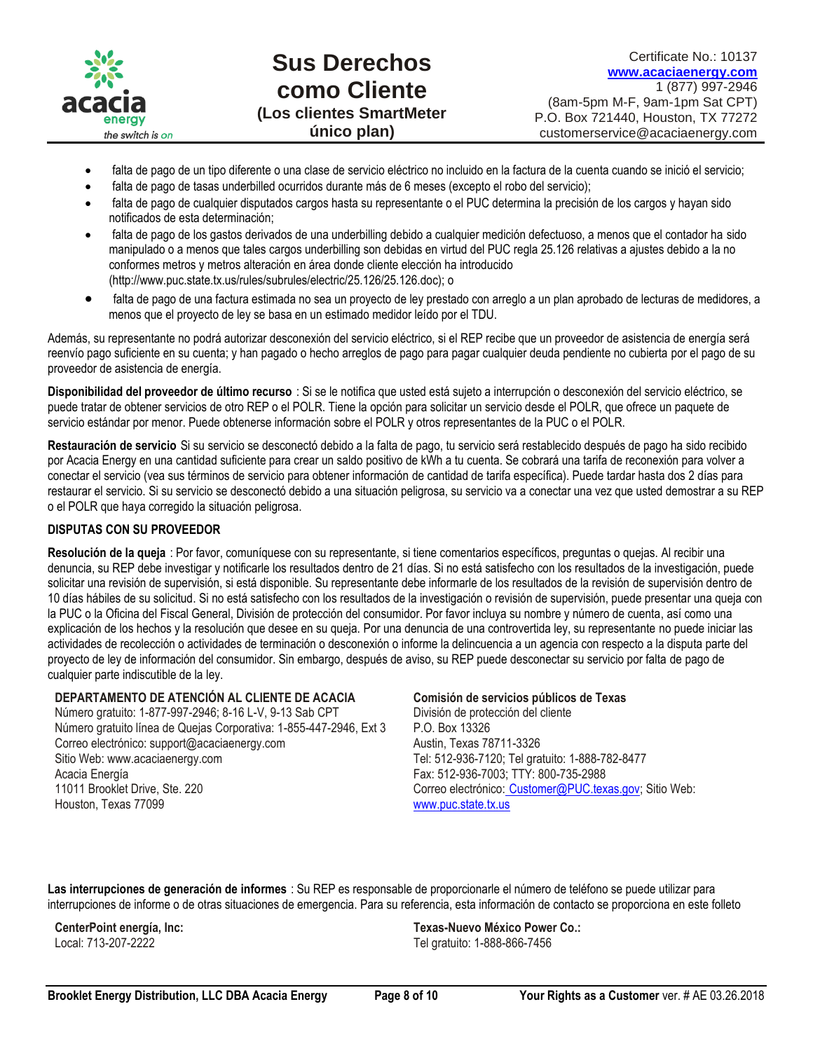- falta de pago de un tipo diferente o una clase de servicio eléctrico no incluido en la factura de la cuenta cuando se inició el servicio;
- falta de pago de tasas underbilled ocurridos durante más de 6 meses (excepto el robo del servicio);
- falta de pago de cualquier disputados cargos hasta su representante o el PUC determina la precisión de los cargos y hayan sido notificados de esta determinación;
- falta de pago de los gastos derivados de una underbilling debido a cualquier medición defectuoso, a menos que el contador ha sido manipulado o a menos que tales cargos underbilling son debidas en virtud del PUC regla 25.126 relativas a ajustes debido a la no conformes metros y metros alteración en área donde cliente elección ha introducido (http://www.puc.state.tx.us/rules/subrules/electric/25.126/25.126.doc); o
- falta de pago de una factura estimada no sea un proyecto de ley prestado con arreglo a un plan aprobado de lecturas de medidores, a menos que el proyecto de ley se basa en un estimado medidor leído por el TDU.

Además, su representante no podrá autorizar desconexión del servicio eléctrico, si el REP recibe que un proveedor de asistencia de energía será reenvío pago suficiente en su cuenta; y han pagado o hecho arreglos de pago para pagar cualquier deuda pendiente no cubierta por el pago de su proveedor de asistencia de energía.

**Disponibilidad del proveedor de último recurso** : Si se le notifica que usted está sujeto a interrupción o desconexión del servicio eléctrico, se puede tratar de obtener servicios de otro REP o el POLR. Tiene la opción para solicitar un servicio desde el POLR, que ofrece un paquete de servicio estándar por menor. Puede obtenerse información sobre el POLR y otros representantes de la PUC o el POLR.

**Restauración de servicio** Si su servicio se desconectó debido a la falta de pago, tu servicio será restablecido después de pago ha sido recibido por Acacia Energy en una cantidad suficiente para crear un saldo positivo de kWh a tu cuenta. Se cobrará una tarifa de reconexión para volver a conectar el servicio (vea sus términos de servicio para obtener información de cantidad de tarifa específica). Puede tardar hasta dos 2 días para restaurar el servicio. Si su servicio se desconectó debido a una situación peligrosa, su servicio va a conectar una vez que usted demostrar a su REP o el POLR que haya corregido la situación peligrosa.

**DISPUTAS CON SU PROVEEDOR**

**Resolución de la queja** : Por favor, comuníquese con su representante, si tiene comentarios específicos, preguntas o quejas. Al recibir una denuncia, su REP debe investigar y notificarle los resultados dentro de 21 días. Si no está satisfecho con los resultados de la investigación, puede solicitar una revisión de supervisión, si está disponible. Su representante debe informarle de los resultados de la revisión de supervisión dentro de 10 días hábiles de su solicitud. Si no está satisfecho con los resultados de la investigación o revisión de supervisión, puede presentar una queja con la PUC o la Oficina del Fiscal General, División de protección del consumidor. Por favor incluya su nombre y número de cuenta, así como una explicación de los hechos y la resolución que desee en su queja. Por una denuncia de una controvertida ley, su representante no puede iniciar las actividades de recolección o actividades de terminación o desconexión o informe la delincuencia a un agencia con respecto a la disputa parte del proyecto de ley de información del consumidor. Sin embargo, después de aviso, su REP puede desconectar su servicio por falta de pago de cualquier parte indiscutible de la ley.

**DEPARTAMENTO DE ATENCIÓN AL CLIENTE DE ACACIA**
Número gratuito: 1-877-997-2946; 8-16 L-V, 9-13 Sab CPT
Número gratuito línea de Quejas Corporativa: 1-855-447-2946, Ext 3
Correo electrónico: support@acaciaenergy.com
Sitio Web: www.acaciaenergy.com
Acacia Energía
11011 Brooklet Drive, Ste. 220
Houston, Texas 77099

**Comisión de servicios públicos de Texas**
División de protección del cliente
P.O. Box 13326
Austin, Texas 78711-3326
Tel: 512-936-7120; Tel gratuito: 1-888-782-8477
Fax: 512-936-7003; TTY: 800-735-2988
Correo electrónico: Customer@PUC.texas.gov; Sitio Web: www.puc.state.tx.us

**Las interrupciones de generación de informes** : Su REP es responsable de proporcionarle el número de teléfono se puede utilizar para interrupciones de informe o de otras situaciones de emergencia. Para su referencia, esta información de contacto se proporciona en este folleto

**CenterPoint energía, Inc:**
Local: 713-207-2222

**Texas-Nuevo México Power Co.:**
Tel gratuito: 1-888-866-7456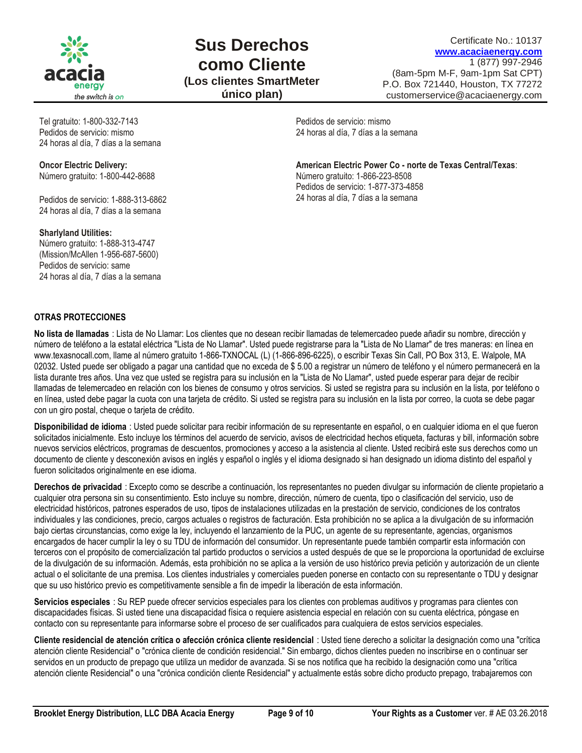Tel gratuito: 1-800-332-7143
Pedidos de servicio: mismo
24 horas al día, 7 días a la semana

**Oncor Electric Delivery:**
Número gratuito: 1-800-442-8688

Pedidos de servicio: 1-888-313-6862
24 horas al día, 7 días a la semana

**Sharlyland Utilities:**
Número gratuito: 1-888-313-4747
(Mission/McAllen 1-956-687-5600)
Pedidos de servicio: same
24 horas al día, 7 días a la semana

Pedidos de servicio: mismo
24 horas al día, 7 días a la semana

**American Electric Power Co - norte de Texas Central/Texas**:
Número gratuito: 1-866-223-8508
Pedidos de servicio: 1-877-373-4858
24 horas al día, 7 días a la semana

## OTRAS PROTECCIONES

**No lista de llamadas** : Lista de No Llamar: Los clientes que no desean recibir llamadas de telemercadeo puede añadir su nombre, dirección y número de teléfono a la estatal eléctrica "Lista de No Llamar". Usted puede registrarse para la "Lista de No Llamar" de tres maneras: en línea en www.texasnocall.com, llame al número gratuito 1-866-TXNOCAL (L) (1-866-896-6225), o escribir Texas Sin Call, PO Box 313, E. Walpole, MA 02032. Usted puede ser obligado a pagar una cantidad que no exceda de $ 5.00 a registrar un número de teléfono y el número permanecerá en la lista durante tres años. Una vez que usted se registra para su inclusión en la "Lista de No Llamar", usted puede esperar para dejar de recibir llamadas de telemercadeo en relación con los bienes de consumo y otros servicios. Si usted se registra para su inclusión en la lista, por teléfono o en línea, usted debe pagar la cuota con una tarjeta de crédito. Si usted se registra para su inclusión en la lista por correo, la cuota se debe pagar con un giro postal, cheque o tarjeta de crédito.

**Disponibilidad de idioma** : Usted puede solicitar para recibir información de su representante en español, o en cualquier idioma en el que fueron solicitados inicialmente. Esto incluye los términos del acuerdo de servicio, avisos de electricidad hechos etiqueta, facturas y bill, información sobre nuevos servicios eléctricos, programas de descuentos, promociones y acceso a la asistencia al cliente. Usted recibirá este sus derechos como un documento de cliente y desconexión avisos en inglés y español o inglés y el idioma designado si han designado un idioma distinto del español y fueron solicitados originalmente en ese idioma.

**Derechos de privacidad** : Excepto como se describe a continuación, los representantes no pueden divulgar su información de cliente propietario a cualquier otra persona sin su consentimiento. Esto incluye su nombre, dirección, número de cuenta, tipo o clasificación del servicio, uso de electricidad históricos, patrones esperados de uso, tipos de instalaciones utilizadas en la prestación de servicio, condiciones de los contratos individuales y las condiciones, precio, cargos actuales o registros de facturación. Esta prohibición no se aplica a la divulgación de su información bajo ciertas circunstancias, como exige la ley, incluyendo el lanzamiento de la PUC, un agente de su representante, agencias, organismos encargados de hacer cumplir la ley o su TDU de información del consumidor. Un representante puede también compartir esta información con terceros con el propósito de comercialización tal partido productos o servicios a usted después de que se le proporciona la oportunidad de excluirse de la divulgación de su información. Además, esta prohibición no se aplica a la versión de uso histórico previa petición y autorización de un cliente actual o el solicitante de una premisa. Los clientes industriales y comerciales pueden ponerse en contacto con su representante o TDU y designar que su uso histórico previo es competitivamente sensible a fin de impedir la liberación de esta información.

**Servicios especiales** : Su REP puede ofrecer servicios especiales para los clientes con problemas auditivos y programas para clientes con discapacidades físicas. Si usted tiene una discapacidad física o requiere asistencia especial en relación con su cuenta eléctrica, póngase en contacto con su representante para informarse sobre el proceso de ser cualificados para cualquiera de estos servicios especiales.

**Cliente residencial de atención crítica o afección crónica cliente residencial** : Usted tiene derecho a solicitar la designación como una "crítica atención cliente Residencial" o "crónica cliente de condición residencial." Sin embargo, dichos clientes pueden no inscribirse en o continuar ser servidos en un producto de prepago que utiliza un medidor de avanzada. Si se nos notifica que ha recibido la designación como una "crítica atención cliente Residencial" o una "crónica condición cliente Residencial" y actualmente estás sobre dicho producto prepago, trabajaremos con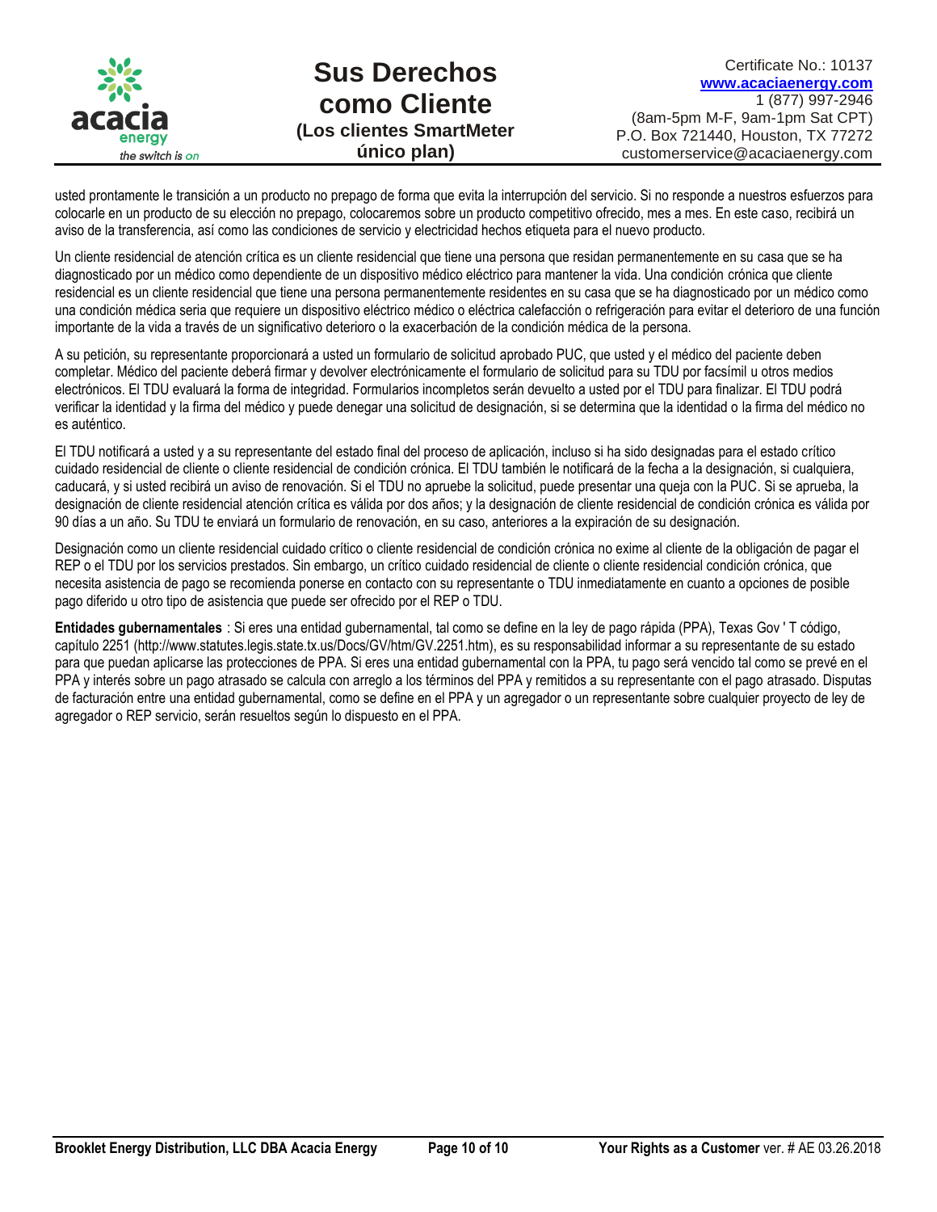usted prontamente le transición a un producto no prepago de forma que evita la interrupción del servicio. Si no responde a nuestros esfuerzos para colocarle en un producto de su elección no prepago, colocaremos sobre un producto competitivo ofrecido, mes a mes. En este caso, recibirá un aviso de la transferencia, así como las condiciones de servicio y electricidad hechos etiqueta para el nuevo producto.

Un cliente residencial de atención crítica es un cliente residencial que tiene una persona que residan permanentemente en su casa que se ha diagnosticado por un médico como dependiente de un dispositivo médico eléctrico para mantener la vida. Una condición crónica que cliente residencial es un cliente residencial que tiene una persona permanentemente residentes en su casa que se ha diagnosticado por un médico como una condición médica seria que requiere un dispositivo eléctrico médico o eléctrica calefacción o refrigeración para evitar el deterioro de una función importante de la vida a través de un significativo deterioro o la exacerbación de la condición médica de la persona.

A su petición, su representante proporcionará a usted un formulario de solicitud aprobado PUC, que usted y el médico del paciente deben completar. Médico del paciente deberá firmar y devolver electrónicamente el formulario de solicitud para su TDU por facsímil u otros medios electrónicos. El TDU evaluará la forma de integridad. Formularios incompletos serán devuelto a usted por el TDU para finalizar. El TDU podrá verificar la identidad y la firma del médico y puede denegar una solicitud de designación, si se determina que la identidad o la firma del médico no es auténtico.

El TDU notificará a usted y a su representante del estado final del proceso de aplicación, incluso si ha sido designadas para el estado crítico cuidado residencial de cliente o cliente residencial de condición crónica. El TDU también le notificará de la fecha a la designación, si cualquiera, caducará, y si usted recibirá un aviso de renovación. Si el TDU no apruebe la solicitud, puede presentar una queja con la PUC. Si se aprueba, la designación de cliente residencial atención crítica es válida por dos años; y la designación de cliente residencial de condición crónica es válida por 90 días a un año. Su TDU te enviará un formulario de renovación, en su caso, anteriores a la expiración de su designación.

Designación como un cliente residencial cuidado crítico o cliente residencial de condición crónica no exime al cliente de la obligación de pagar el REP o el TDU por los servicios prestados. Sin embargo, un crítico cuidado residencial de cliente o cliente residencial condición crónica, que necesita asistencia de pago se recomienda ponerse en contacto con su representante o TDU inmediatamente en cuanto a opciones de posible pago diferido u otro tipo de asistencia que puede ser ofrecido por el REP o TDU.

**Entidades gubernamentales** : Si eres una entidad gubernamental, tal como se define en la ley de pago rápida (PPA), Texas Gov ' T código, capítulo 2251 (http://www.statutes.legis.state.tx.us/Docs/GV/htm/GV.2251.htm), es su responsabilidad informar a su representante de su estado para que puedan aplicarse las protecciones de PPA. Si eres una entidad gubernamental con la PPA, tu pago será vencido tal como se prevé en el PPA y interés sobre un pago atrasado se calcula con arreglo a los términos del PPA y remitidos a su representante con el pago atrasado. Disputas de facturación entre una entidad gubernamental, como se define en el PPA y un agregador o un representante sobre cualquier proyecto de ley de agregador o REP servicio, serán resueltos según lo dispuesto en el PPA.